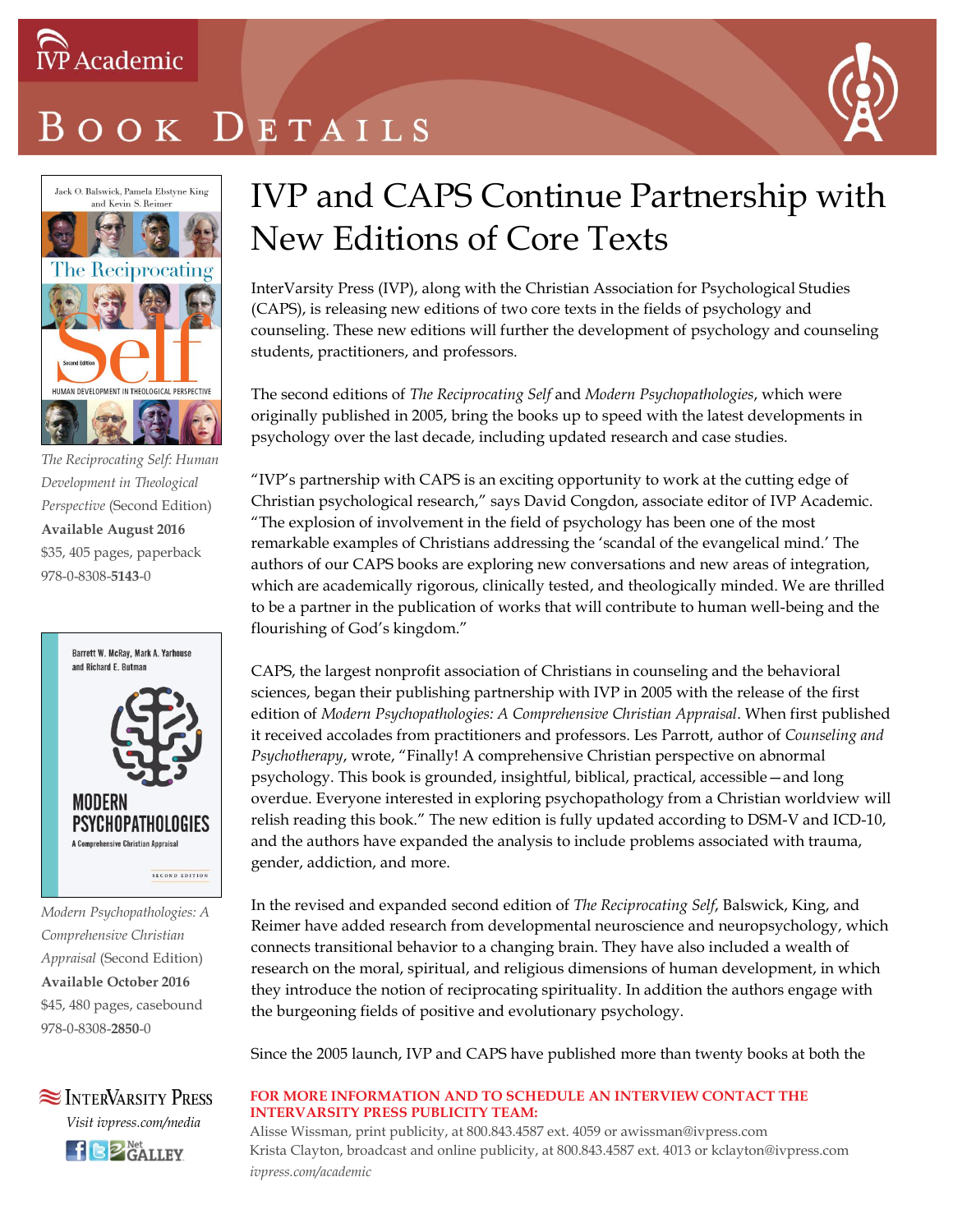IVP Academic

# Book Details

The Reciprocating Self: Human Development in Theological Perspective (Second Edition)

*The Reciprocating Self: Human Development in Theological Perspective* (Second Edition)
**Available August 2016**
$35, 405 pages, paperback
978-0-8308-**5143**-0

*Modern Psychopathologies: A Comprehensive Christian Appraisal* (Second Edition)
**Available October 2016**
$45, 480 pages, casebound
978-0-8308-**2850**-0

InterVarsity Press
*Visit ivpress.com/media*

## IVP and CAPS Continue Partnership with New Editions of Core Texts

InterVarsity Press (IVP), along with the Christian Association for Psychological Studies (CAPS), is releasing new editions of two core texts in the fields of psychology and counseling. These new editions will further the development of psychology and counseling students, practitioners, and professors.

The second editions of *The Reciprocating Self* and *Modern Psychopathologies*, which were originally published in 2005, bring the books up to speed with the latest developments in psychology over the last decade, including updated research and case studies.

"IVP's partnership with CAPS is an exciting opportunity to work at the cutting edge of Christian psychological research," says David Congdon, associate editor of IVP Academic. "The explosion of involvement in the field of psychology has been one of the most remarkable examples of Christians addressing the 'scandal of the evangelical mind.' The authors of our CAPS books are exploring new conversations and new areas of integration, which are academically rigorous, clinically tested, and theologically minded. We are thrilled to be a partner in the publication of works that will contribute to human well-being and the flourishing of God's kingdom."

CAPS, the largest nonprofit association of Christians in counseling and the behavioral sciences, began their publishing partnership with IVP in 2005 with the release of the first edition of *Modern Psychopathologies: A Comprehensive Christian Appraisal*. When first published it received accolades from practitioners and professors. Les Parrott, author of *Counseling and Psychotherapy*, wrote, "Finally! A comprehensive Christian perspective on abnormal psychology. This book is grounded, insightful, biblical, practical, accessible—and long overdue. Everyone interested in exploring psychopathology from a Christian worldview will relish reading this book." The new edition is fully updated according to DSM-V and ICD-10, and the authors have expanded the analysis to include problems associated with trauma, gender, addiction, and more.

In the revised and expanded second edition of *The Reciprocating Self*, Balswick, King, and Reimer have added research from developmental neuroscience and neuropsychology, which connects transitional behavior to a changing brain. They have also included a wealth of research on the moral, spiritual, and religious dimensions of human development, in which they introduce the notion of reciprocating spirituality. In addition the authors engage with the burgeoning fields of positive and evolutionary psychology.

Since the 2005 launch, IVP and CAPS have published more than twenty books at both the

**FOR MORE INFORMATION AND TO SCHEDULE AN INTERVIEW CONTACT THE INTERVARSITY PRESS PUBLICITY TEAM:**

Alisse Wissman, print publicity, at 800.843.4587 ext. 4059 or awissman@ivpress.com
Krista Clayton, broadcast and online publicity, at 800.843.4587 ext. 4013 or kclayton@ivpress.com
*ivpress.com/academic*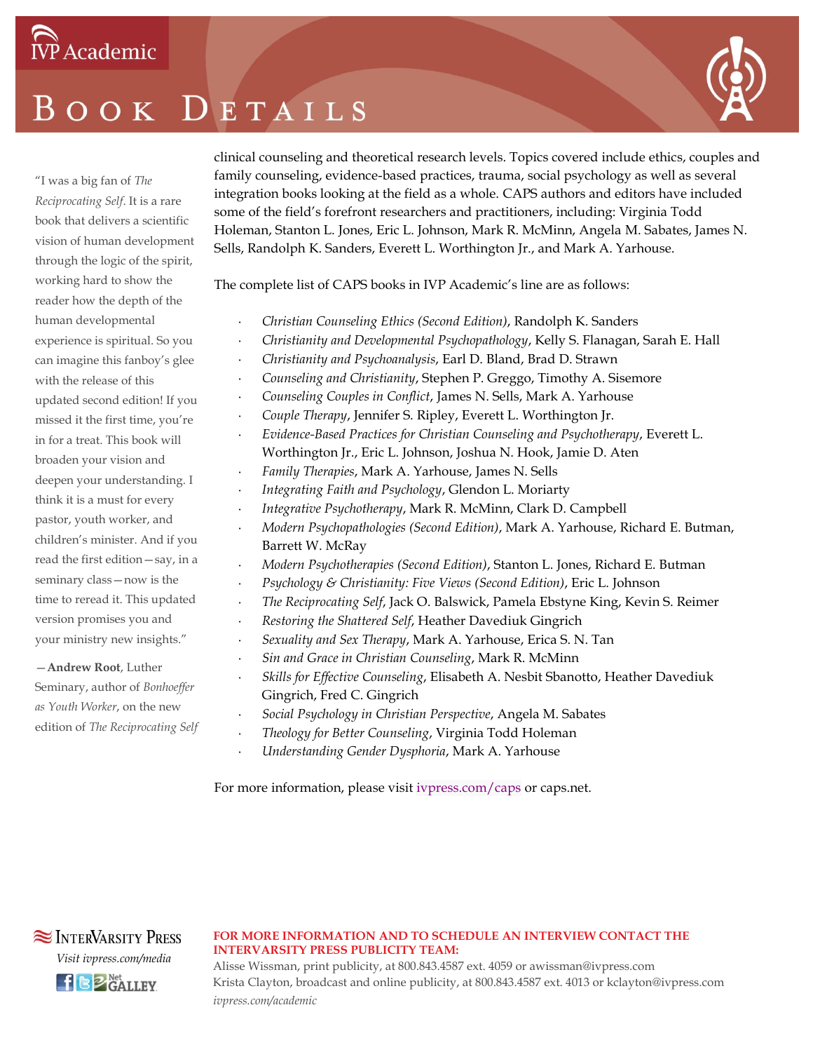IVP Academic

# Book Details

> "I was a big fan of *The Reciprocating Self*. It is a rare book that delivers a scientific vision of human development through the logic of the spirit, working hard to show the reader how the depth of the human developmental experience is spiritual. So you can imagine this fanboy's glee with the release of this updated second edition! If you missed it the first time, you're in for a treat. This book will broaden your vision and deepen your understanding. I think it is a must for every pastor, youth worker, and children's minister. And if you read the first edition—say, in a seminary class—now is the time to reread it. This updated version promises you and your ministry new insights."
>
> —**Andrew Root**, Luther Seminary, author of *Bonhoeffer as Youth Worker*, on the new edition of *The Reciprocating Self*

clinical counseling and theoretical research levels. Topics covered include ethics, couples and family counseling, evidence-based practices, trauma, social psychology as well as several integration books looking at the field as a whole. CAPS authors and editors have included some of the field's forefront researchers and practitioners, including: Virginia Todd Holeman, Stanton L. Jones, Eric L. Johnson, Mark R. McMinn, Angela M. Sabates, James N. Sells, Randolph K. Sanders, Everett L. Worthington Jr., and Mark A. Yarhouse.

The complete list of CAPS books in IVP Academic's line are as follows:

- *Christian Counseling Ethics (Second Edition)*, Randolph K. Sanders
- *Christianity and Developmental Psychopathology*, Kelly S. Flanagan, Sarah E. Hall
- *Christianity and Psychoanalysis*, Earl D. Bland, Brad D. Strawn
- *Counseling and Christianity*, Stephen P. Greggo, Timothy A. Sisemore
- *Counseling Couples in Conflict*, James N. Sells, Mark A. Yarhouse
- *Couple Therapy*, Jennifer S. Ripley, Everett L. Worthington Jr.
- *Evidence-Based Practices for Christian Counseling and Psychotherapy*, Everett L. Worthington Jr., Eric L. Johnson, Joshua N. Hook, Jamie D. Aten
- *Family Therapies*, Mark A. Yarhouse, James N. Sells
- *Integrating Faith and Psychology*, Glendon L. Moriarty
- *Integrative Psychotherapy*, Mark R. McMinn, Clark D. Campbell
- *Modern Psychopathologies (Second Edition)*, Mark A. Yarhouse, Richard E. Butman, Barrett W. McRay
- *Modern Psychotherapies (Second Edition)*, Stanton L. Jones, Richard E. Butman
- *Psychology & Christianity: Five Views (Second Edition)*, Eric L. Johnson
- *The Reciprocating Self*, Jack O. Balswick, Pamela Ebstyne King, Kevin S. Reimer
- *Restoring the Shattered Self*, Heather Davediuk Gingrich
- *Sexuality and Sex Therapy*, Mark A. Yarhouse, Erica S. N. Tan
- *Sin and Grace in Christian Counseling*, Mark R. McMinn
- *Skills for Effective Counseling*, Elisabeth A. Nesbit Sbanotto, Heather Davediuk Gingrich, Fred C. Gingrich
- *Social Psychology in Christian Perspective*, Angela M. Sabates
- *Theology for Better Counseling*, Virginia Todd Holeman
- *Understanding Gender Dysphoria*, Mark A. Yarhouse

For more information, please visit ivpress.com/caps or caps.net.

InterVarsity Press

*Visit ivpress.com/media*

**FOR MORE INFORMATION AND TO SCHEDULE AN INTERVIEW CONTACT THE INTERVARSITY PRESS PUBLICITY TEAM:**

Alisse Wissman, print publicity, at 800.843.4587 ext. 4059 or awissman@ivpress.com

Krista Clayton, broadcast and online publicity, at 800.843.4587 ext. 4013 or kclayton@ivpress.com

*ivpress.com/academic*